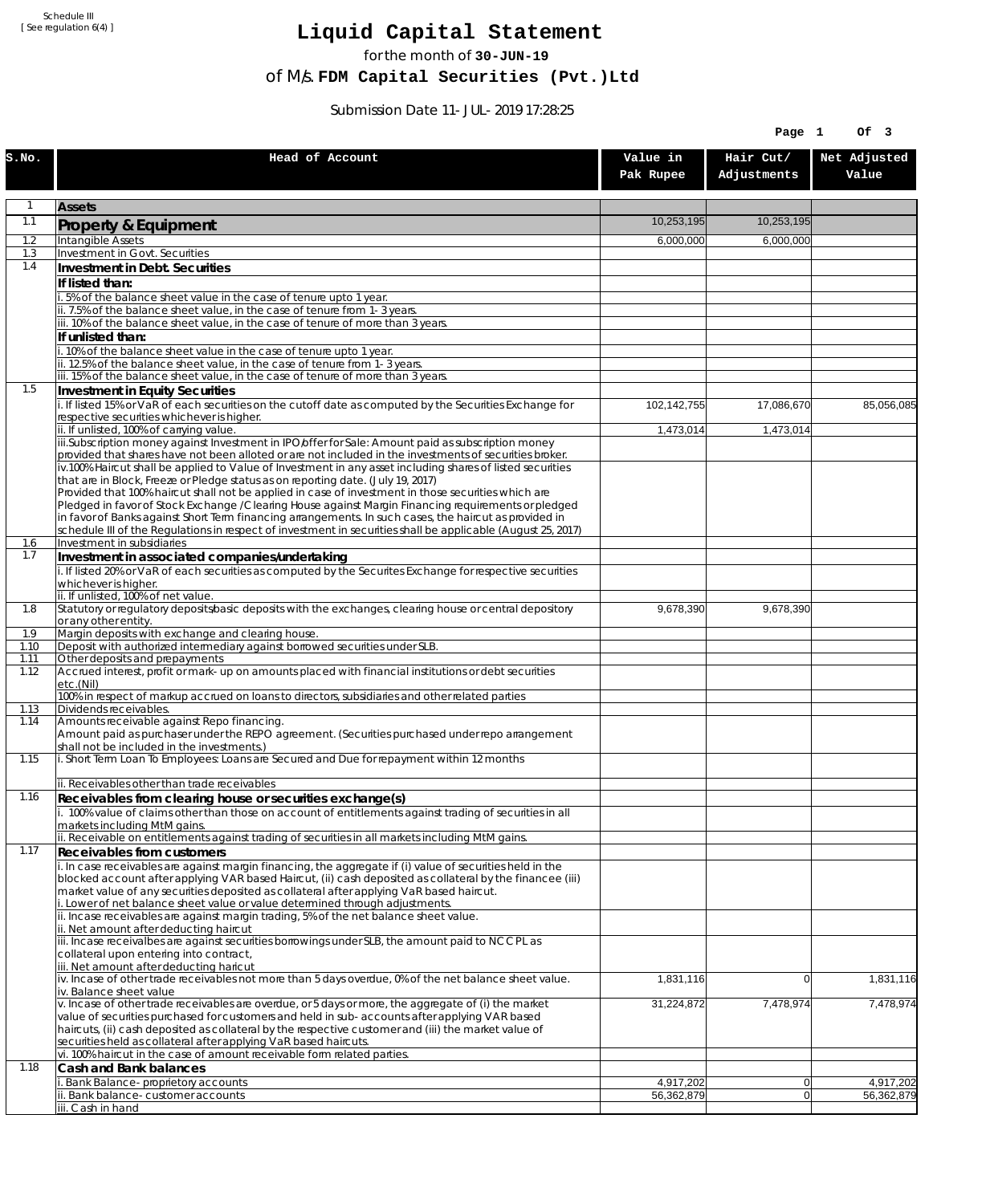Schedule III
[ See regulation 6(4) ]

# Liquid Capital Statement

for the month of **30-JUN-19**

of M/s. **FDM Capital Securities (Pvt.)Ltd**

Submission Date 11-JUL-2019 17:28:25

| S.No. | Head of Account | Value in Pak Rupee | Hair Cut/ Adjustments | Net Adjusted Value |
|---|---|---|---|---|
| 1 | **Assets** | | | |
| 1.1 | **Property & Equipment** | 10,253,195 | 10,253,195 | |
| 1.2 | Intangible Assets | 6,000,000 | 6,000,000 | |
| 1.3 | Investment in Govt. Securities | | | |
| 1.4 | **Investment in Debt. Securities** | | | |
| | **If listed than:** | | | |
| | i. 5% of the balance sheet value in the case of tenure upto 1 year. | | | |
| | ii. 7.5% of the balance sheet value, in the case of tenure from 1-3 years. | | | |
| | iii. 10% of the balance sheet value, in the case of tenure of more than 3 years. | | | |
| | **If unlisted than:** | | | |
| | i. 10% of the balance sheet value in the case of tenure upto 1 year. | | | |
| | ii. 12.5% of the balance sheet value, in the case of tenure from 1-3 years. | | | |
| | iii. 15% of the balance sheet value, in the case of tenure of more than 3 years. | | | |
| 1.5 | **Investment in Equity Securities** | | | |
| | i. If listed 15% or VaR of each securities on the cutoff date as computed by the Securities Exchange for respective securities whichever is higher. | 102,142,755 | 17,086,670 | 85,056,085 |
| | ii. If unlisted, 100% of carrying value. | 1,473,014 | 1,473,014 | |
| | iii.Subscription money against Investment in IPO/offer for Sale: Amount paid as subscription money provided that shares have not been alloted or are not included in the investments of securities broker. | | | |
| | iv.100% Haircut shall be applied to Value of Investment in any asset including shares of listed securities that are in Block, Freeze or Pledge status as on reporting date. (July 19, 2017) Provided that 100% haircut shall not be applied in case of investment in those securities which are Pledged in favor of Stock Exchange / Clearing House against Margin Financing requirements or pledged in favor of Banks against Short Term financing arrangements. In such cases, the haircut as provided in schedule III of the Regulations in respect of investment in securities shall be applicable (August 25, 2017) | | | |
| 1.6 | Investment in subsidiaries | | | |
| 1.7 | **Investment in associated companies/undertaking** | | | |
| | i. If listed 20% or VaR of each securities as computed by the Securites Exchange for respective securities whichever is higher. | | | |
| | ii. If unlisted, 100% of net value. | | | |
| 1.8 | Statutory or regulatory deposits/basic deposits with the exchanges, clearing house or central depository or any other entity. | 9,678,390 | 9,678,390 | |
| 1.9 | Margin deposits with exchange and clearing house. | | | |
| 1.10 | Deposit with authorized intermediary against borrowed securities under SLB. | | | |
| 1.11 | Other deposits and prepayments | | | |
| 1.12 | Accrued interest, profit or mark-up on amounts placed with financial institutions or debt securities etc.(Nil) | | | |
| | 100% in respect of markup accrued on loans to directors, subsidiaries and other related parties | | | |
| 1.13 | Dividends receivables. | | | |
| 1.14 | Amounts receivable against Repo financing. Amount paid as purchaser under the REPO agreement. (Securities purchased under repo arrangement shall not be included in the investments.) | | | |
| 1.15 | i. Short Term Loan To Employees: Loans are Secured and Due for repayment within 12 months | | | |
| | ii. Receivables other than trade receivables | | | |
| 1.16 | **Receivables from clearing house or securities exchange(s)** | | | |
| | i. 100% value of claims other than those on account of entitlements against trading of securities in all markets including MtM gains. | | | |
| | ii. Receivable on entitlements against trading of securities in all markets including MtM gains. | | | |
| 1.17 | **Receivables from customers** | | | |
| | i. In case receivables are against margin financing, the aggregate if (i) value of securities held in the blocked account after applying VAR based Haircut, (ii) cash deposited as collateral by the financee (iii) market value of any securities deposited as collateral after applying VaR based haircut. i. Lower of net balance sheet value or value determined through adjustments. | | | |
| | ii. Incase receivables are against margin trading, 5% of the net balance sheet value. ii. Net amount after deducting haircut | | | |
| | iii. Incase receivalbes are against securities borrowings under SLB, the amount paid to NCCPL as collateral upon entering into contract, iii. Net amount after deducting haricut | | | |
| | iv. Incase of other trade receivables not more than 5 days overdue, 0% of the net balance sheet value. iv. Balance sheet value | 1,831,116 | 0 | 1,831,116 |
| | v. Incase of other trade receivables are overdue, or 5 days or more, the aggregate of (i) the market value of securities purchased for customers and held in sub-accounts after applying VAR based haircuts, (ii) cash deposited as collateral by the respective customer and (iii) the market value of securities held as collateral after applying VaR based haircuts. | 31,224,872 | 7,478,974 | 7,478,974 |
| | vi. 100% haircut in the case of amount receivable form related parties. | | | |
| 1.18 | **Cash and Bank balances** | | | |
| | i. Bank Balance-proprietory accounts | 4,917,202 | 0 | 4,917,202 |
| | ii. Bank balance-customer accounts | 56,362,879 | 0 | 56,362,879 |
| | iii. Cash in hand | | | |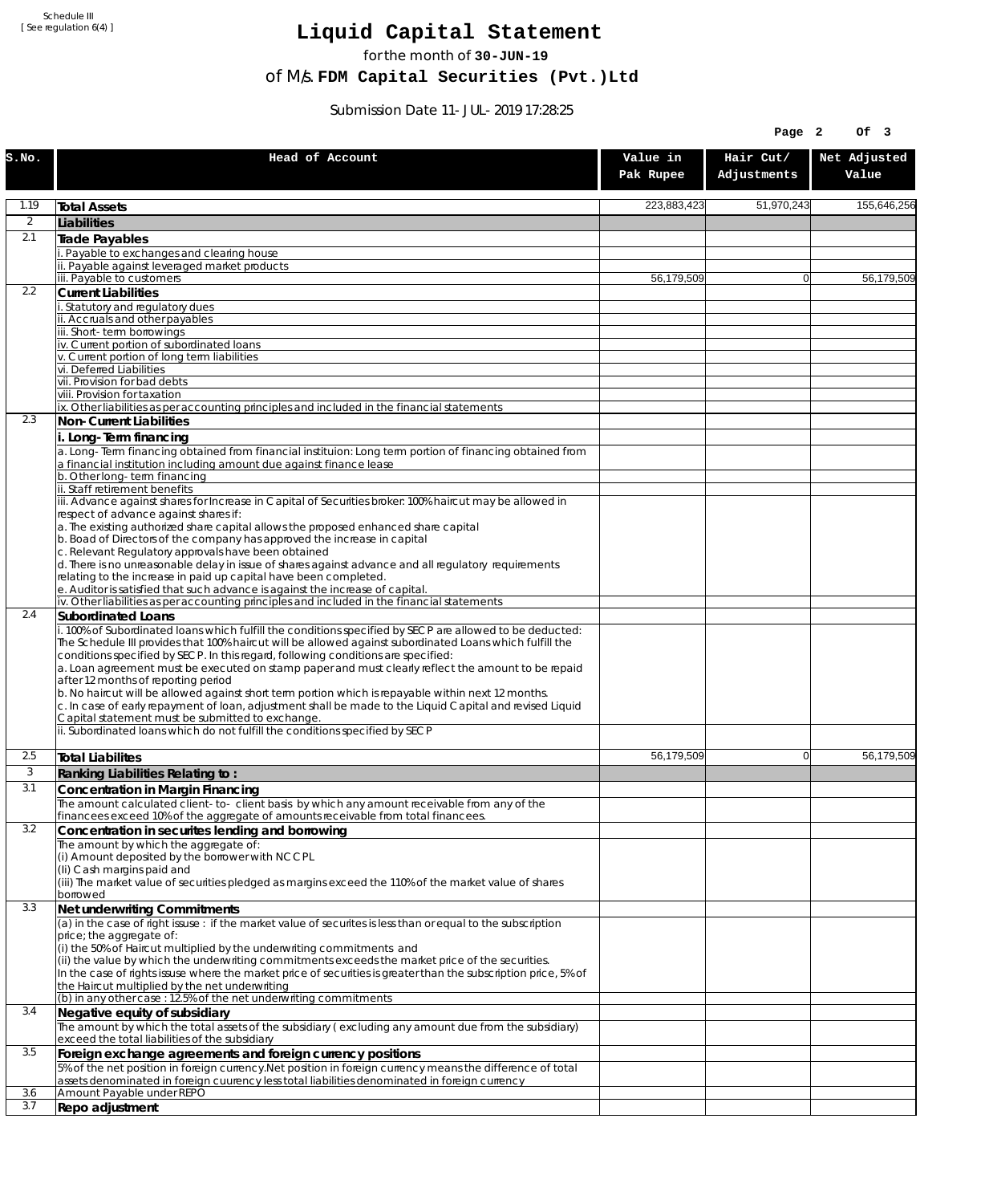Schedule III
[ See regulation 6(4) ]

# Liquid Capital Statement

for the month of **30-JUN-19**

of M/s. **FDM Capital Securities (Pvt.)Ltd**

Submission Date 11-JUL-2019 17:28:25

| S.No. | Head of Account | Value in Pak Rupee | Hair Cut/ Adjustments | Net Adjusted Value |
|---|---|---|---|---|
| 1.19 | **Total Assets** | 223,883,423 | 51,970,243 | 155,646,256 |
| 2 | **Liabilities** | | | |
| 2.1 | **Trade Payables** | | | |
| | i. Payable to exchanges and clearing house | | | |
| | ii. Payable against leveraged market products | | | |
| | iii. Payable to customers | 56,179,509 | 0 | 56,179,509 |
| 2.2 | **Current Liabilities** | | | |
| | i. Statutory and regulatory dues | | | |
| | ii. Accruals and other payables | | | |
| | iii. Short-term borrowings | | | |
| | iv. Current portion of subordinated loans | | | |
| | v. Current portion of long term liabilities | | | |
| | vi. Deferred Liabilities | | | |
| | vii. Provision for bad debts | | | |
| | viii. Provision for taxation | | | |
| | ix. Other liabilities as per accounting principles and included in the financial statements | | | |
| 2.3 | **Non-Current Liabilities** | | | |
| | **i. Long-Term financing** | | | |
| | a. Long-Term financing obtained from financial instituion: Long term portion of financing obtained from a financial institution including amount due against finance lease | | | |
| | b. Other long-term financing | | | |
| | ii. Staff retirement benefits | | | |
| | iii. Advance against shares for Increase in Capital of Securities broker: 100% haircut may be allowed in respect of advance against shares if:<br>a. The existing authorized share capital allows the proposed enhanced share capital<br>b. Boad of Directors of the company has approved the increase in capital<br>c. Relevant Regulatory approvals have been obtained<br>d. There is no unreasonable delay in issue of shares against advance and all regulatory requirements relating to the increase in paid up capital have been completed.<br>e. Auditor is satisfied that such advance is against the increase of capital. | | | |
| | iv. Other liabilities as per accounting principles and included in the financial statements | | | |
| 2.4 | **Subordinated Loans** | | | |
| | i. 100% of Subordinated loans which fulfill the conditions specified by SECP are allowed to be deducted: The Schedule III provides that 100% haircut will be allowed against subordinated Loans which fulfill the conditions specified by SECP. In this regard, following conditions are specified:<br>a. Loan agreement must be executed on stamp paper and must clearly reflect the amount to be repaid after 12 months of reporting period<br>b. No haircut will be allowed against short term portion which is repayable within next 12 months.<br>c. In case of early repayment of loan, adjustment shall be made to the Liquid Capital and revised Liquid Capital statement must be submitted to exchange. | | | |
| | ii. Subordinated loans which do not fulfill the conditions specified by SECP | | | |
| 2.5 | **Total Liabilites** | 56,179,509 | 0 | 56,179,509 |
| 3 | **Ranking Liabilities Relating to :** | | | |
| 3.1 | **Concentration in Margin Financing** | | | |
| | The amount calculated client-to- client basis by which any amount receivable from any of the financees exceed 10% of the aggregate of amounts receivable from total financees. | | | |
| 3.2 | **Concentration in securites lending and borrowing** | | | |
| | The amount by which the aggregate of:<br>(i) Amount deposited by the borrower with NCCPL<br>(Ii) Cash margins paid and<br>(iii) The market value of securities pledged as margins exceed the 110% of the market value of shares borrowed | | | |
| 3.3 | **Net underwriting Commitments** | | | |
| | (a) in the case of right issuse : if the market value of securites is less than or equal to the subscription price; the aggregate of:<br>(i) the 50% of Haircut multiplied by the underwriting commitments and<br>(ii) the value by which the underwriting commitments exceeds the market price of the securities.<br>In the case of rights issuse where the market price of securities is greater than the subscription price, 5% of the Haircut multiplied by the net underwriting | | | |
| | (b) in any other case : 12.5% of the net underwriting commitments | | | |
| 3.4 | **Negative equity of subsidiary** | | | |
| | The amount by which the total assets of the subsidiary ( excluding any amount due from the subsidiary) exceed the total liabilities of the subsidiary | | | |
| 3.5 | **Foreign exchange agreements and foreign currency positions** | | | |
| | 5% of the net position in foreign currency.Net position in foreign currency means the difference of total assets denominated in foreign cuurency less total liabilities denominated in foreign currency | | | |
| 3.6 | Amount Payable under REPO | | | |
| 3.7 | **Repo adjustment** | | | |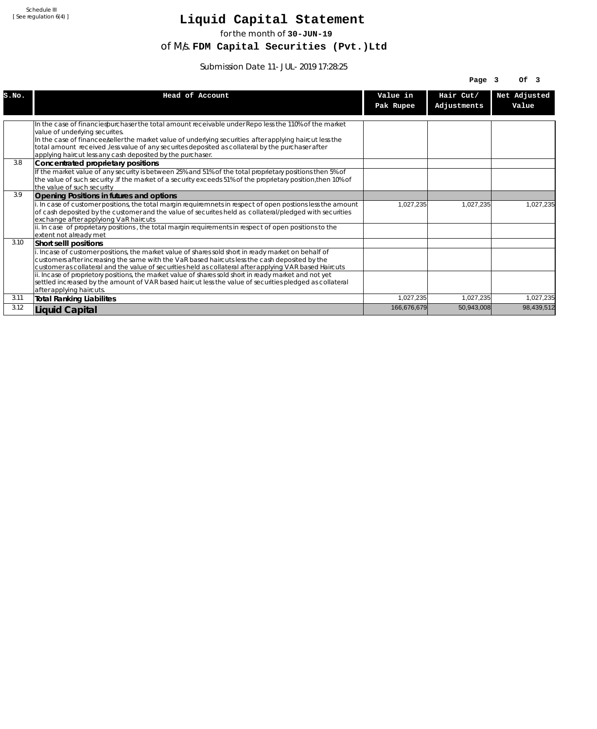Schedule III
[ See regulation 6(4) ]

# Liquid Capital Statement

for the month of **30-JUN-19**

of M/s. **FDM Capital Securities (Pvt.)Ltd**

Submission Date 11-JUL-2019 17:28:25

| S.No. | Head of Account | Value in Pak Rupee | Hair Cut/ Adjustments | Net Adjusted Value |
|---|---|---|---|---|
| | In the case of financier/purchaser the total amount receivable under Repo less the 110% of the market value of underlying securites.<br>In the case of financee/seller the market value of underlying securities after applying haircut less the total amount received ,less value of any securites deposited as collateral by the purchaser after applying haircut less any cash deposited by the purchaser. | | | |
| 3.8 | **Concentrated proprietary positions** | | | |
| | If the market value of any security is between 25% and 51% of the total proprietary positions then 5% of the value of such security .If the market of a security exceeds 51% of the proprietary position,then 10% of the value of such security | | | |
| 3.9 | **Opening Positions in futures and options** | | | |
| | i. In case of customer positions, the total margin requiremnets in respect of open postions less the amount of cash deposited by the customer and the value of securites held as collateral/pledged with securities exchange after applyiong VaR haircuts | 1,027,235 | 1,027,235 | 1,027,235 |
| | ii. In case of proprietary positions , the total margin requirements in respect of open positions to the extent not already met | | | |
| 3.10 | **Short selll positions** | | | |
| | i. Incase of customer positions, the market value of shares sold short in ready market on behalf of customers after increasing the same with the VaR based haircuts less the cash deposited by the customer as collateral and the value of securities held as collateral after applying VAR based Haircuts | | | |
| | ii. Incase of proprietory positions, the market value of shares sold short in ready market and not yet settled increased by the amount of VAR based haircut less the value of securities pledged as collateral after applying haircuts. | | | |
| 3.11 | **Total Ranking Liabilites** | 1,027,235 | 1,027,235 | 1,027,235 |
| 3.12 | **Liquid Capital** | 166,676,679 | 50,943,008 | 98,439,512 |